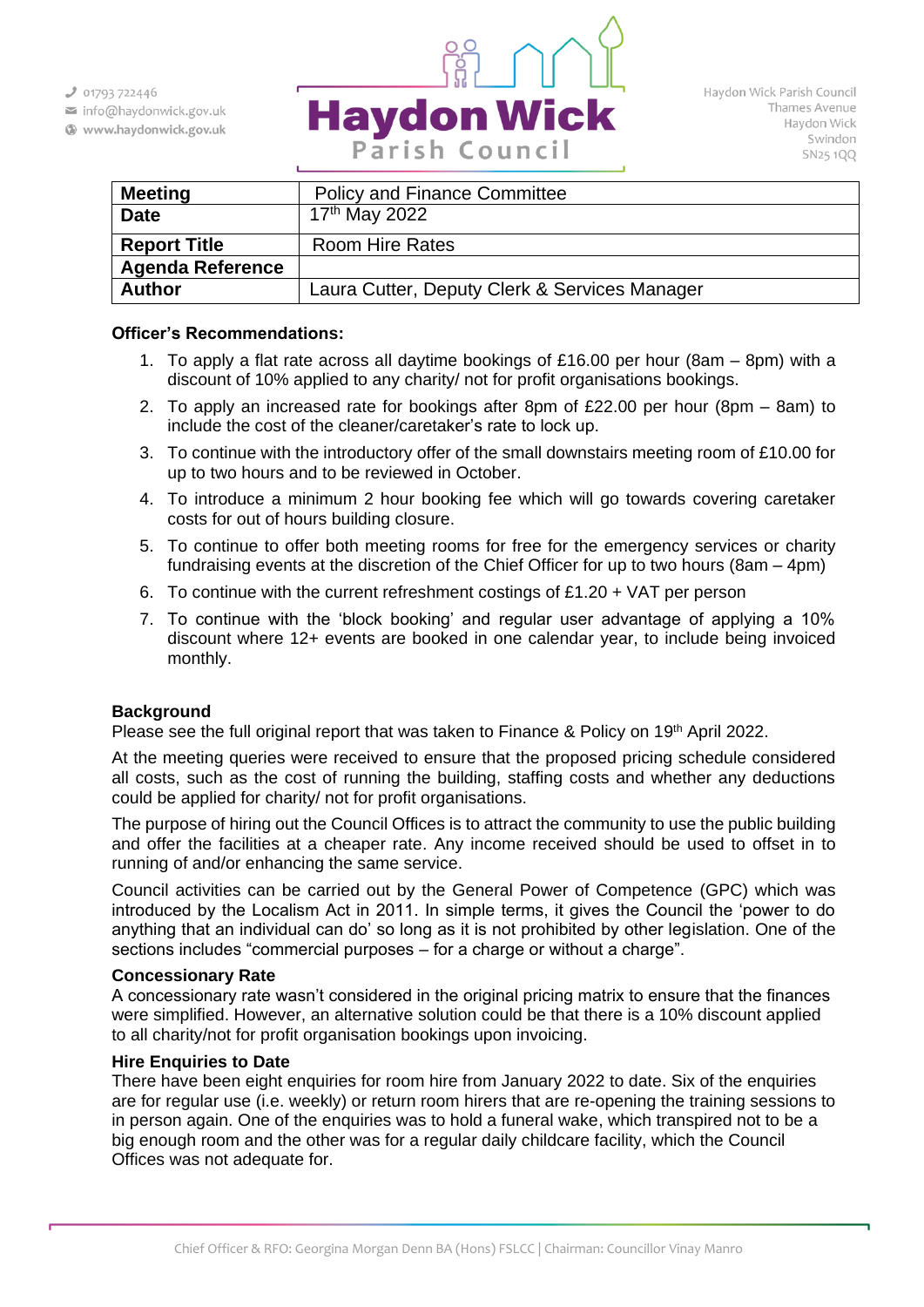01793 722446
info@haydonwick.gov.uk
www.haydonwick.gov.uk

**Haydon Wick**
Parish Council

Haydon Wick Parish Council
Thames Avenue
Haydon Wick
Swindon
SN25 1QQ

| **Meeting** | Policy and Finance Committee |
|---|---|
| **Date** | 17th May 2022 |
| **Report Title** | Room Hire Rates |
| **Agenda Reference** | |
| **Author** | Laura Cutter, Deputy Clerk & Services Manager |

**Officer's Recommendations:**

1. To apply a flat rate across all daytime bookings of £16.00 per hour (8am – 8pm) with a discount of 10% applied to any charity/ not for profit organisations bookings.
2. To apply an increased rate for bookings after 8pm of £22.00 per hour (8pm – 8am) to include the cost of the cleaner/caretaker's rate to lock up.
3. To continue with the introductory offer of the small downstairs meeting room of £10.00 for up to two hours and to be reviewed in October.
4. To introduce a minimum 2 hour booking fee which will go towards covering caretaker costs for out of hours building closure.
5. To continue to offer both meeting rooms for free for the emergency services or charity fundraising events at the discretion of the Chief Officer for up to two hours (8am – 4pm)
6. To continue with the current refreshment costings of £1.20 + VAT per person
7. To continue with the 'block booking' and regular user advantage of applying a 10% discount where 12+ events are booked in one calendar year, to include being invoiced monthly.

**Background**

Please see the full original report that was taken to Finance & Policy on 19th April 2022.

At the meeting queries were received to ensure that the proposed pricing schedule considered all costs, such as the cost of running the building, staffing costs and whether any deductions could be applied for charity/ not for profit organisations.

The purpose of hiring out the Council Offices is to attract the community to use the public building and offer the facilities at a cheaper rate. Any income received should be used to offset in to running of and/or enhancing the same service.

Council activities can be carried out by the General Power of Competence (GPC) which was introduced by the Localism Act in 2011. In simple terms, it gives the Council the 'power to do anything that an individual can do' so long as it is not prohibited by other legislation. One of the sections includes "commercial purposes – for a charge or without a charge".

**Concessionary Rate**

A concessionary rate wasn't considered in the original pricing matrix to ensure that the finances were simplified. However, an alternative solution could be that there is a 10% discount applied to all charity/not for profit organisation bookings upon invoicing.

**Hire Enquiries to Date**

There have been eight enquiries for room hire from January 2022 to date. Six of the enquiries are for regular use (i.e. weekly) or return room hirers that are re-opening the training sessions to in person again. One of the enquiries was to hold a funeral wake, which transpired not to be a big enough room and the other was for a regular daily childcare facility, which the Council Offices was not adequate for.

Chief Officer & RFO: Georgina Morgan Denn BA (Hons) FSLCC | Chairman: Councillor Vinay Manro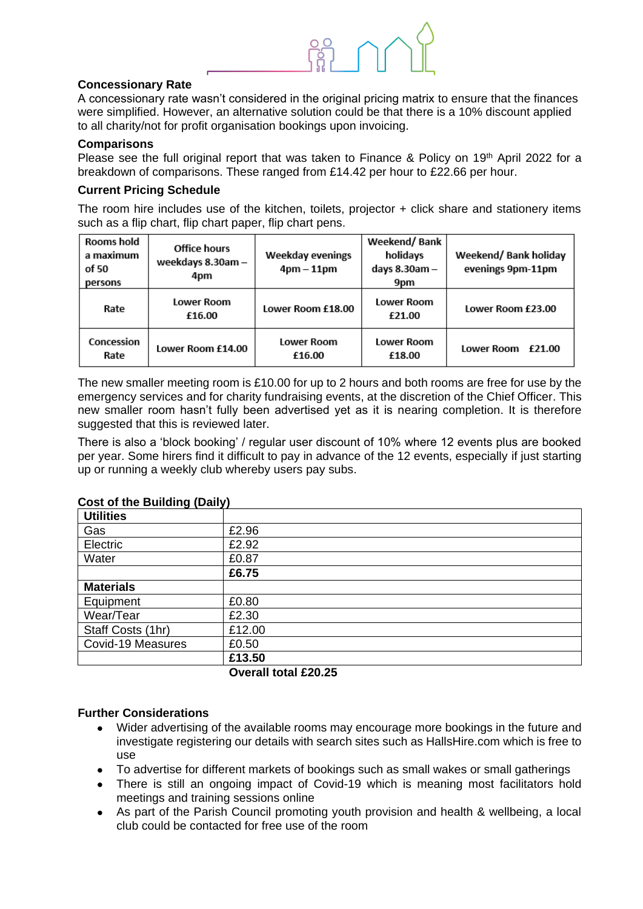**Concessionary Rate**

A concessionary rate wasn't considered in the original pricing matrix to ensure that the finances were simplified. However, an alternative solution could be that there is a 10% discount applied to all charity/not for profit organisation bookings upon invoicing.

**Comparisons**

Please see the full original report that was taken to Finance & Policy on 19th April 2022 for a breakdown of comparisons. These ranged from £14.42 per hour to £22.66 per hour.

**Current Pricing Schedule**

The room hire includes use of the kitchen, toilets, projector + click share and stationery items such as a flip chart, flip chart paper, flip chart pens.

| Rooms hold a maximum of 50 persons | Office hours weekdays 8.30am – 4pm | Weekday evenings 4pm – 11pm | Weekend/ Bank holidays days 8.30am – 9pm | Weekend/ Bank holiday evenings 9pm-11pm |
|---|---|---|---|---|
| Rate | Lower Room £16.00 | Lower Room £18.00 | Lower Room £21.00 | Lower Room £23.00 |
| Concession Rate | Lower Room £14.00 | Lower Room £16.00 | Lower Room £18.00 | Lower Room £21.00 |

The new smaller meeting room is £10.00 for up to 2 hours and both rooms are free for use by the emergency services and for charity fundraising events, at the discretion of the Chief Officer. This new smaller room hasn't fully been advertised yet as it is nearing completion. It is therefore suggested that this is reviewed later.

There is also a 'block booking' / regular user discount of 10% where 12 events plus are booked per year. Some hirers find it difficult to pay in advance of the 12 events, especially if just starting up or running a weekly club whereby users pay subs.

**Cost of the Building (Daily)**

| | |
|---|---|
| **Utilities** | |
| Gas | £2.96 |
| Electric | £2.92 |
| Water | £0.87 |
| | **£6.75** |
| **Materials** | |
| Equipment | £0.80 |
| Wear/Tear | £2.30 |
| Staff Costs (1hr) | £12.00 |
| Covid-19 Measures | £0.50 |
| | **£13.50** |

**Overall total £20.25**

**Further Considerations**

- Wider advertising of the available rooms may encourage more bookings in the future and investigate registering our details with search sites such as HallsHire.com which is free to use
- To advertise for different markets of bookings such as small wakes or small gatherings
- There is still an ongoing impact of Covid-19 which is meaning most facilitators hold meetings and training sessions online
- As part of the Parish Council promoting youth provision and health & wellbeing, a local club could be contacted for free use of the room